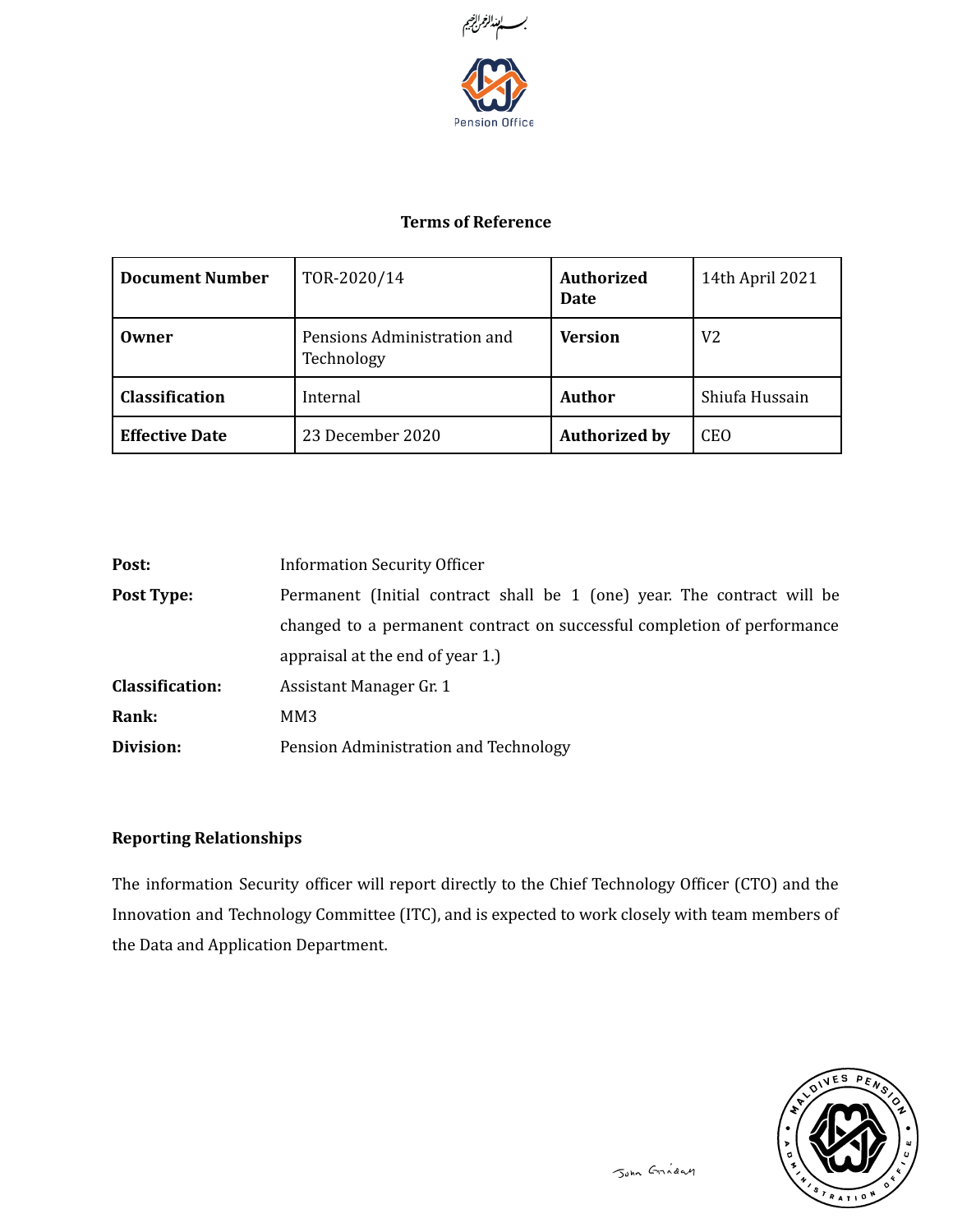بسم الله الرحمن الرحيم

Pension Office

**Terms of Reference**

| Document Number | TOR-2020/14 | Authorized Date | 14th April 2021 |
|---|---|---|---|
| Owner | Pensions Administration and Technology | Version | V2 |
| Classification | Internal | Author | Shiufa Hussain |
| Effective Date | 23 December 2020 | Authorized by | CEO |

**Post:** Information Security Officer

**Post Type:** Permanent (Initial contract shall be 1 (one) year. The contract will be changed to a permanent contract on successful completion of performance appraisal at the end of year 1.)

**Classification:** Assistant Manager Gr. 1

**Rank:** MM3

**Division:** Pension Administration and Technology

**Reporting Relationships**

The information Security officer will report directly to the Chief Technology Officer (CTO) and the Innovation and Technology Committee (ITC), and is expected to work closely with team members of the Data and Application Department.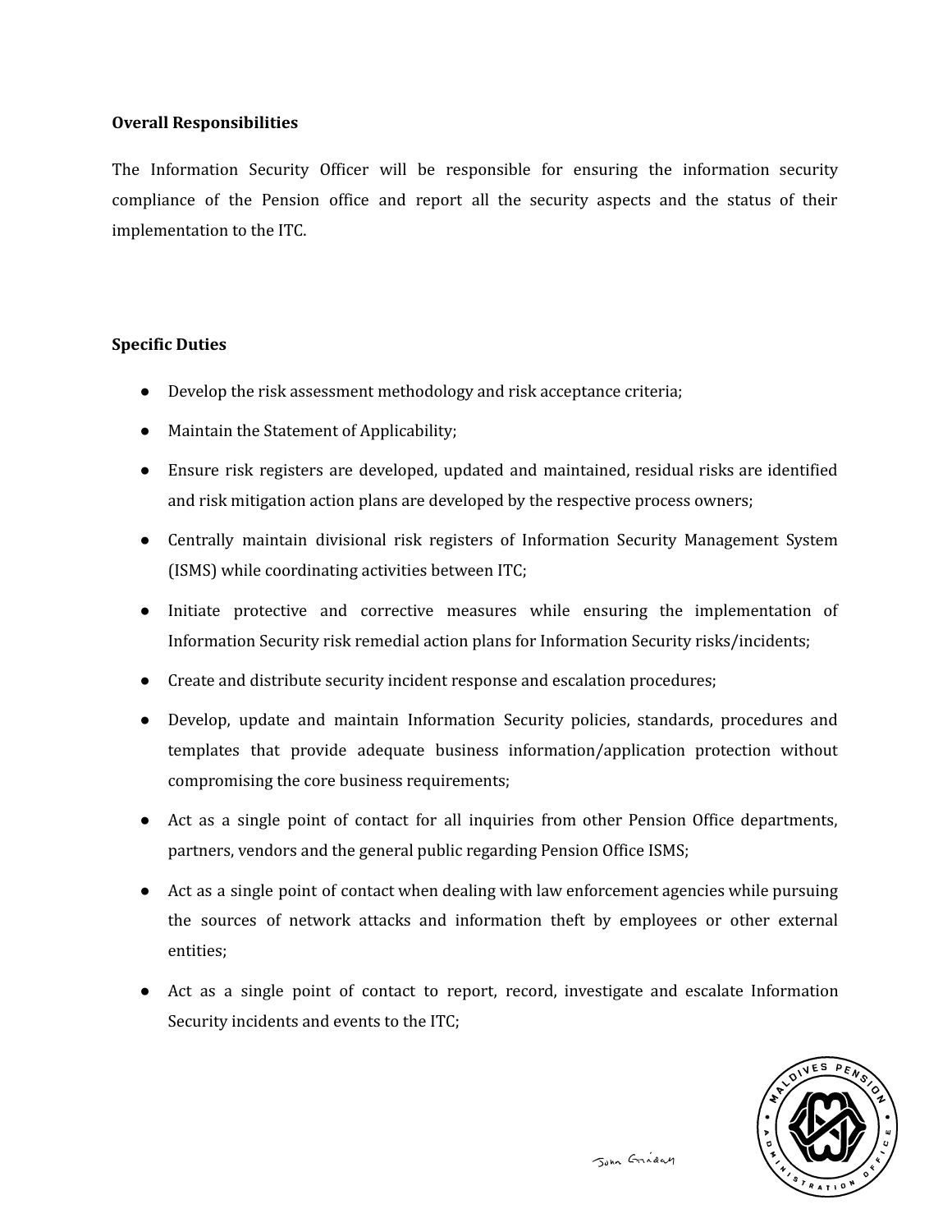**Overall Responsibilities**

The Information Security Officer will be responsible for ensuring the information security compliance of the Pension office and report all the security aspects and the status of their implementation to the ITC.

**Specific Duties**

- Develop the risk assessment methodology and risk acceptance criteria;
- Maintain the Statement of Applicability;
- Ensure risk registers are developed, updated and maintained, residual risks are identified and risk mitigation action plans are developed by the respective process owners;
- Centrally maintain divisional risk registers of Information Security Management System (ISMS) while coordinating activities between ITC;
- Initiate protective and corrective measures while ensuring the implementation of Information Security risk remedial action plans for Information Security risks/incidents;
- Create and distribute security incident response and escalation procedures;
- Develop, update and maintain Information Security policies, standards, procedures and templates that provide adequate business information/application protection without compromising the core business requirements;
- Act as a single point of contact for all inquiries from other Pension Office departments, partners, vendors and the general public regarding Pension Office ISMS;
- Act as a single point of contact when dealing with law enforcement agencies while pursuing the sources of network attacks and information theft by employees or other external entities;
- Act as a single point of contact to report, record, investigate and escalate Information Security incidents and events to the ITC;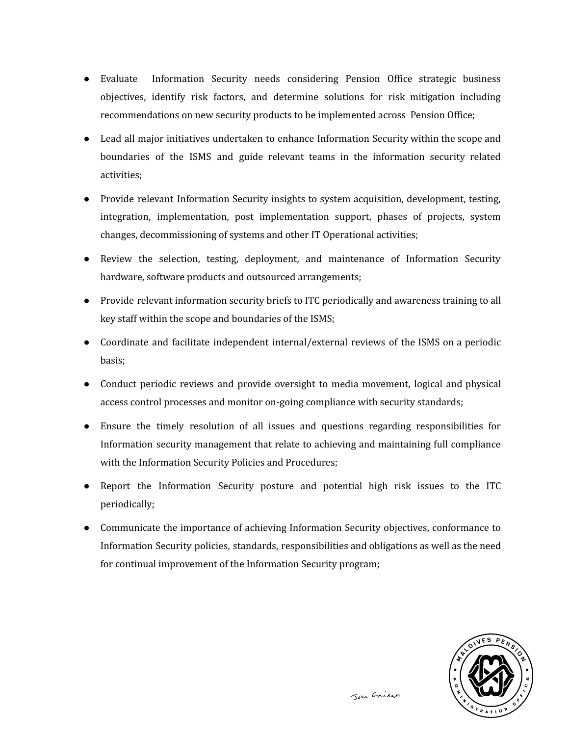- Evaluate Information Security needs considering Pension Office strategic business objectives, identify risk factors, and determine solutions for risk mitigation including recommendations on new security products to be implemented across Pension Office;
- Lead all major initiatives undertaken to enhance Information Security within the scope and boundaries of the ISMS and guide relevant teams in the information security related activities;
- Provide relevant Information Security insights to system acquisition, development, testing, integration, implementation, post implementation support, phases of projects, system changes, decommissioning of systems and other IT Operational activities;
- Review the selection, testing, deployment, and maintenance of Information Security hardware, software products and outsourced arrangements;
- Provide relevant information security briefs to ITC periodically and awareness training to all key staff within the scope and boundaries of the ISMS;
- Coordinate and facilitate independent internal/external reviews of the ISMS on a periodic basis;
- Conduct periodic reviews and provide oversight to media movement, logical and physical access control processes and monitor on-going compliance with security standards;
- Ensure the timely resolution of all issues and questions regarding responsibilities for Information security management that relate to achieving and maintaining full compliance with the Information Security Policies and Procedures;
- Report the Information Security posture and potential high risk issues to the ITC periodically;
- Communicate the importance of achieving Information Security objectives, conformance to Information Security policies, standards, responsibilities and obligations as well as the need for continual improvement of the Information Security program;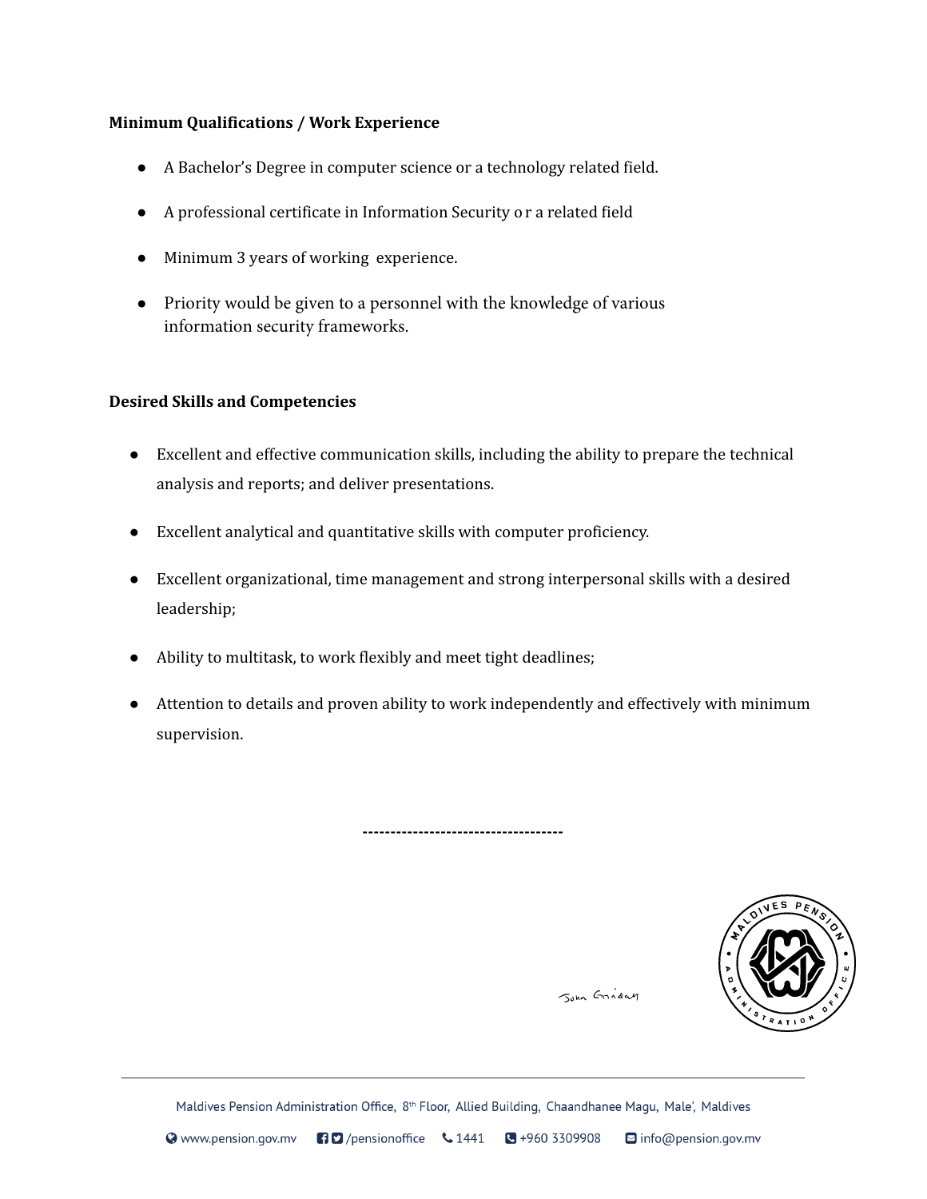**Minimum Qualifications / Work Experience**

- A Bachelor's Degree in computer science or a technology related field.
- A professional certificate in Information Security o r a related field
- Minimum 3 years of working experience.
- Priority would be given to a personnel with the knowledge of various information security frameworks.

**Desired Skills and Competencies**

- Excellent and effective communication skills, including the ability to prepare the technical analysis and reports; and deliver presentations.
- Excellent analytical and quantitative skills with computer proficiency.
- Excellent organizational, time management and strong interpersonal skills with a desired leadership;
- Ability to multitask, to work flexibly and meet tight deadlines;
- Attention to details and proven ability to work independently and effectively with minimum supervision.

-----------------------------------